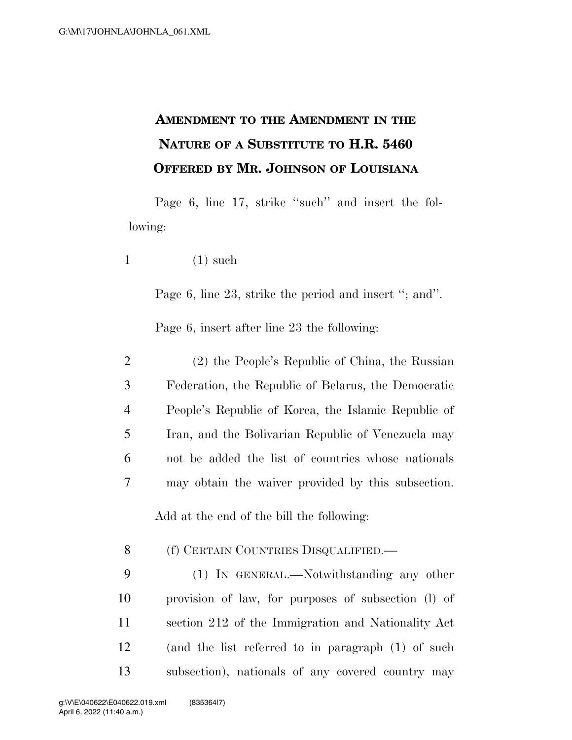# Amendment to the Amendment in the Nature of a Substitute to H.R. 5460 Offered by Mr. Johnson of Louisiana

Page 6, line 17, strike "such" and insert the following:

1 (1) such

Page 6, line 23, strike the period and insert "; and".

Page 6, insert after line 23 the following:

2 (2) the People's Republic of China, the Russian
3 Federation, the Republic of Belarus, the Democratic
4 People's Republic of Korea, the Islamic Republic of
5 Iran, and the Bolivarian Republic of Venezuela may
6 not be added the list of countries whose nationals
7 may obtain the waiver provided by this subsection.

Add at the end of the bill the following:

8 (f) CERTAIN COUNTRIES DISQUALIFIED.—
9 (1) IN GENERAL.—Notwithstanding any other
10 provision of law, for purposes of subsection (l) of
11 section 212 of the Immigration and Nationality Act
12 (and the list referred to in paragraph (1) of such
13 subsection), nationals of any covered country may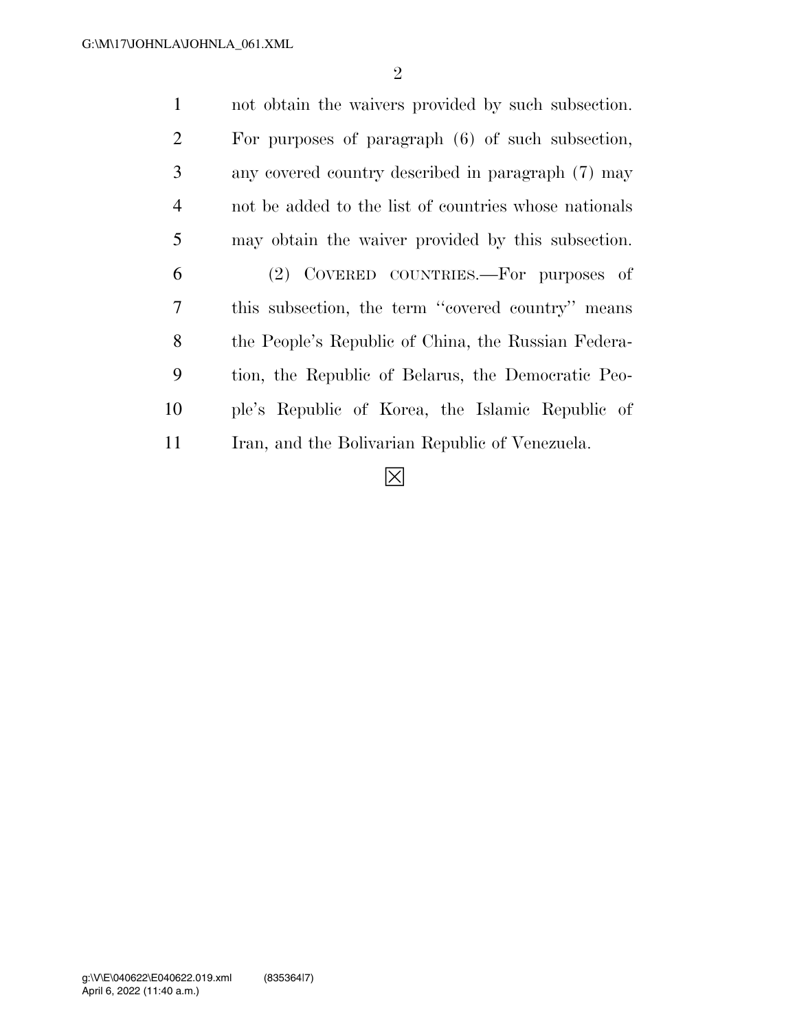not obtain the waivers provided by such subsection. For purposes of paragraph (6) of such subsection, any covered country described in paragraph (7) may not be added to the list of countries whose nationals may obtain the waiver provided by this subsection.

(2) COVERED COUNTRIES.—For purposes of this subsection, the term "covered country" means the People's Republic of China, the Russian Federation, the Republic of Belarus, the Democratic People's Republic of Korea, the Islamic Republic of Iran, and the Bolivarian Republic of Venezuela.

☒